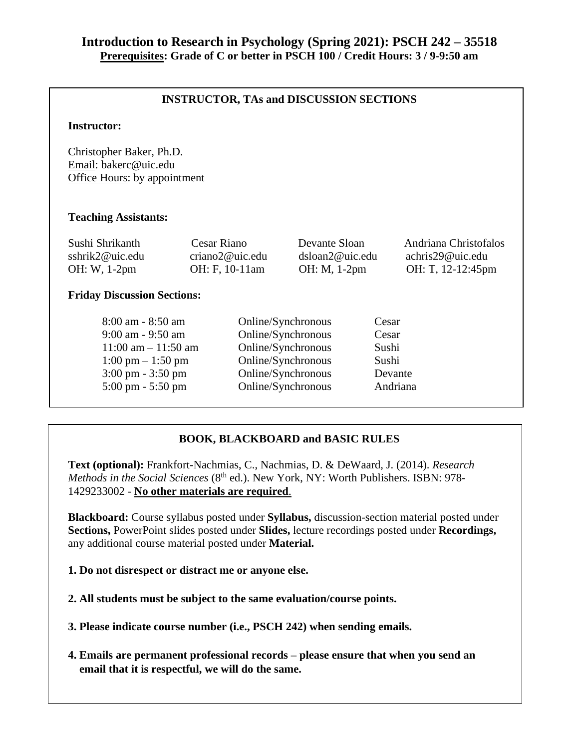# Introduction to Research in Psychology (Spring 2021): PSCH 242 – 35518

**Prerequisites: Grade of C or better in PSCH 100 / Credit Hours: 3 / 9-9:50 am**

## INSTRUCTOR, TAs and DISCUSSION SECTIONS

**Instructor:**

Christopher Baker, Ph.D.
Email: bakerc@uic.edu
Office Hours: by appointment

**Teaching Assistants:**

| Sushi Shrikanth | Cesar Riano | Devante Sloan | Andriana Christofalos |
|---|---|---|---|
| sshrik2@uic.edu | criano2@uic.edu | dsloan2@uic.edu | achris29@uic.edu |
| OH: W, 1-2pm | OH: F, 10-11am | OH: M, 1-2pm | OH: T, 12-12:45pm |

**Friday Discussion Sections:**

| | | |
|---|---|---|
| 8:00 am - 8:50 am | Online/Synchronous | Cesar |
| 9:00 am - 9:50 am | Online/Synchronous | Cesar |
| 11:00 am – 11:50 am | Online/Synchronous | Sushi |
| 1:00 pm – 1:50 pm | Online/Synchronous | Sushi |
| 3:00 pm - 3:50 pm | Online/Synchronous | Devante |
| 5:00 pm - 5:50 pm | Online/Synchronous | Andriana |

## BOOK, BLACKBOARD and BASIC RULES

**Text (optional):** Frankfort-Nachmias, C., Nachmias, D. & DeWaard, J. (2014). *Research Methods in the Social Sciences* (8th ed.). New York, NY: Worth Publishers. ISBN: 978-1429233002 - **No other materials are required**.

**Blackboard:** Course syllabus posted under **Syllabus,** discussion-section material posted under **Sections,** PowerPoint slides posted under **Slides,** lecture recordings posted under **Recordings,** any additional course material posted under **Material.**

**1. Do not disrespect or distract me or anyone else.**

**2. All students must be subject to the same evaluation/course points.**

**3. Please indicate course number (i.e., PSCH 242) when sending emails.**

**4. Emails are permanent professional records – please ensure that when you send an email that it is respectful, we will do the same.**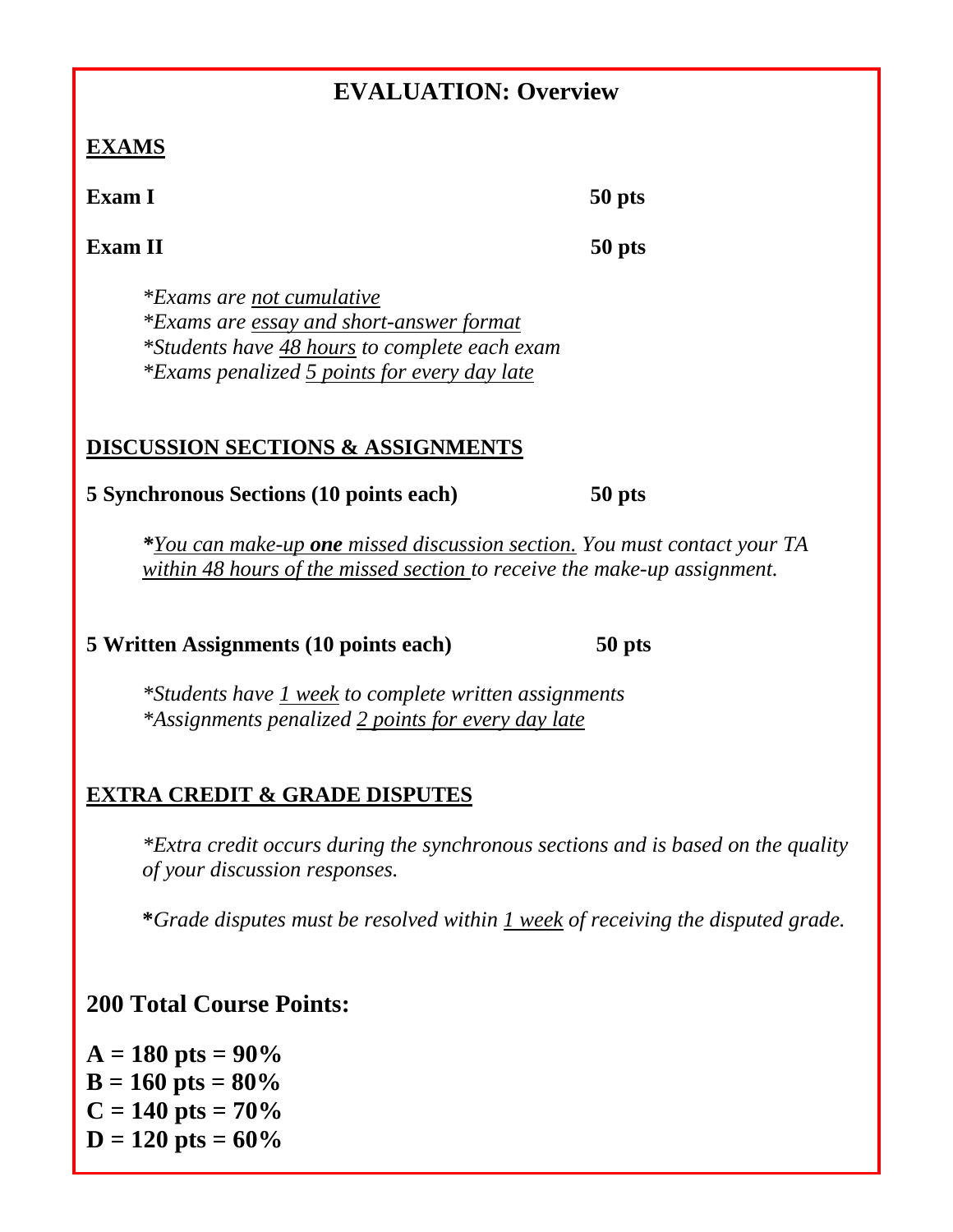## EVALUATION: Overview

### EXAMS

**Exam I** **50 pts**

**Exam II** **50 pts**

> *\*Exams are not cumulative*
> *\*Exams are essay and short-answer format*
> *\*Students have 48 hours to complete each exam*
> *\*Exams penalized 5 points for every day late*

### DISCUSSION SECTIONS & ASSIGNMENTS

**5 Synchronous Sections (10 points each)** **50 pts**

> **\***<u>*You can make-up **one** missed discussion section.*</u> *You must contact your TA* <u>*within 48 hours of the missed section*</u> *to receive the make-up assignment.*

**5 Written Assignments (10 points each)** **50 pts**

> *\*Students have 1 week to complete written assignments*
> *\*Assignments penalized 2 points for every day late*

### EXTRA CREDIT & GRADE DISPUTES

> *\*Extra credit occurs during the synchronous sections and is based on the quality of your discussion responses.*
>
> **\***<em>Grade disputes must be resolved within 1 week of receiving the disputed grade.</em>

## 200 Total Course Points:

**A = 180 pts = 90%**
**B = 160 pts = 80%**
**C = 140 pts = 70%**
**D = 120 pts = 60%**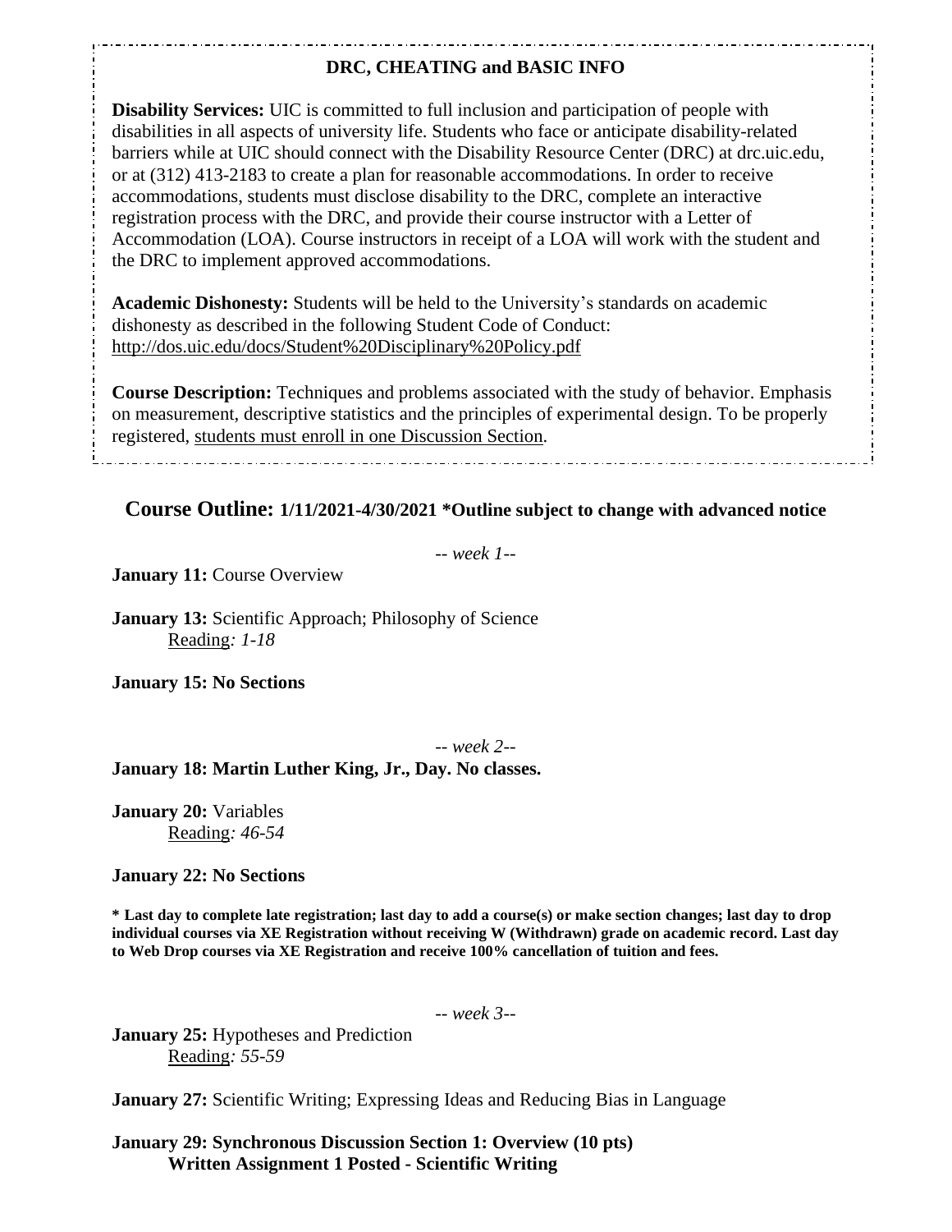## DRC, CHEATING and BASIC INFO

**Disability Services:** UIC is committed to full inclusion and participation of people with disabilities in all aspects of university life. Students who face or anticipate disability-related barriers while at UIC should connect with the Disability Resource Center (DRC) at drc.uic.edu, or at (312) 413-2183 to create a plan for reasonable accommodations. In order to receive accommodations, students must disclose disability to the DRC, complete an interactive registration process with the DRC, and provide their course instructor with a Letter of Accommodation (LOA). Course instructors in receipt of a LOA will work with the student and the DRC to implement approved accommodations.

**Academic Dishonesty:** Students will be held to the University's standards on academic dishonesty as described in the following Student Code of Conduct: http://dos.uic.edu/docs/Student%20Disciplinary%20Policy.pdf

**Course Description:** Techniques and problems associated with the study of behavior. Emphasis on measurement, descriptive statistics and the principles of experimental design. To be properly registered, students must enroll in one Discussion Section.

## Course Outline: 1/11/2021-4/30/2021 *Outline subject to change with advanced notice

*-- week 1--*

**January 11:** Course Overview

**January 13:** Scientific Approach; Philosophy of Science
Reading*: 1-18*

**January 15: No Sections**

*-- week 2--*

**January 18: Martin Luther King, Jr., Day. No classes.**

**January 20:** Variables
Reading*: 46-54*

**January 22: No Sections**

**\* Last day to complete late registration; last day to add a course(s) or make section changes; last day to drop individual courses via XE Registration without receiving W (Withdrawn) grade on academic record. Last day to Web Drop courses via XE Registration and receive 100% cancellation of tuition and fees.**

*-- week 3--*

**January 25:** Hypotheses and Prediction
Reading*: 55-59*

**January 27:** Scientific Writing; Expressing Ideas and Reducing Bias in Language

**January 29: Synchronous Discussion Section 1: Overview (10 pts)**
**Written Assignment 1 Posted - Scientific Writing**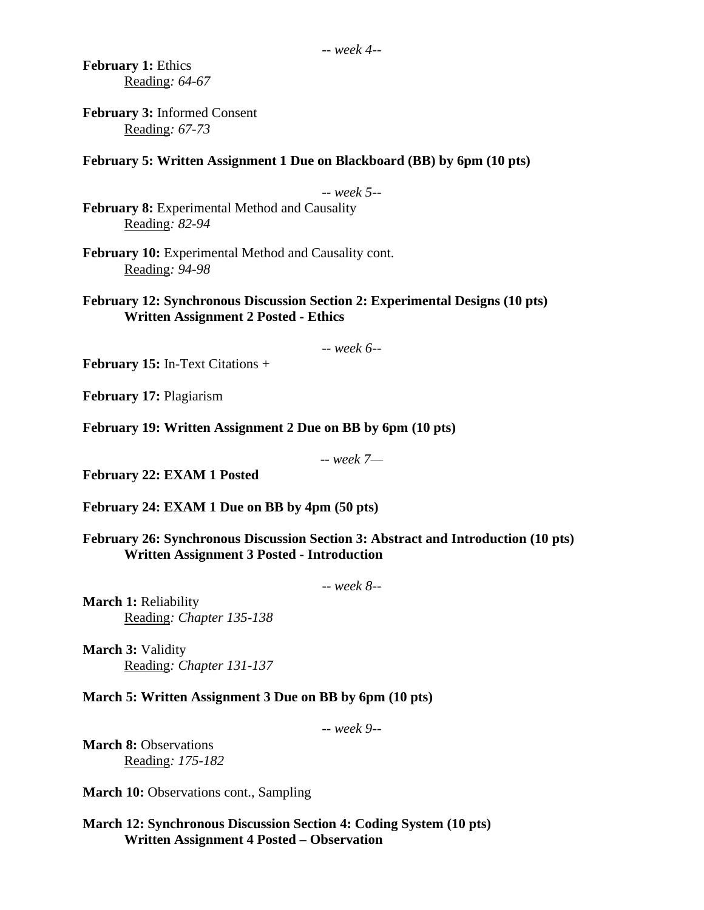*-- week 4--*

**February 1:** Ethics
  Reading*: 64-67*

**February 3:** Informed Consent
  Reading*: 67-73*

**February 5: Written Assignment 1 Due on Blackboard (BB) by 6pm (10 pts)**

*-- week 5--*

**February 8:** Experimental Method and Causality
  Reading*: 82-94*

**February 10:** Experimental Method and Causality cont.
  Reading*: 94-98*

**February 12: Synchronous Discussion Section 2: Experimental Designs (10 pts)**
  **Written Assignment 2 Posted - Ethics**

*-- week 6--*

**February 15:** In-Text Citations +

**February 17:** Plagiarism

**February 19: Written Assignment 2 Due on BB by 6pm (10 pts)**

*-- week 7—*

**February 22: EXAM 1 Posted**

**February 24: EXAM 1 Due on BB by 4pm (50 pts)**

**February 26: Synchronous Discussion Section 3: Abstract and Introduction (10 pts)**
  **Written Assignment 3 Posted - Introduction**

*-- week 8--*

**March 1:** Reliability
  Reading*: Chapter 135-138*

**March 3:** Validity
  Reading*: Chapter 131-137*

**March 5: Written Assignment 3 Due on BB by 6pm (10 pts)**

*-- week 9--*

**March 8:** Observations
  Reading*: 175-182*

**March 10:** Observations cont., Sampling

**March 12: Synchronous Discussion Section 4: Coding System (10 pts)**
  **Written Assignment 4 Posted – Observation**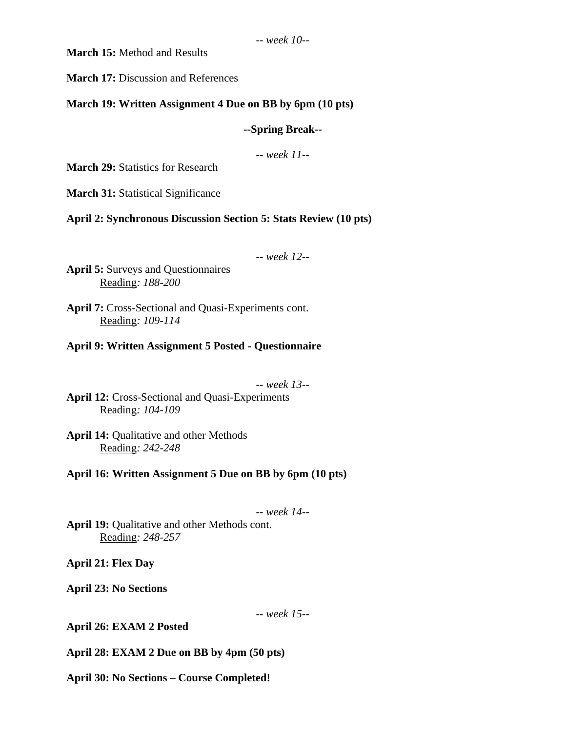*-- week 10--*

**March 15:** Method and Results

**March 17:** Discussion and References

**March 19: Written Assignment 4 Due on BB by 6pm (10 pts)**

**--Spring Break--**

*-- week 11--*

**March 29:** Statistics for Research

**March 31:** Statistical Significance

**April 2: Synchronous Discussion Section 5: Stats Review (10 pts)**

*-- week 12--*

**April 5:** Surveys and Questionnaires
Reading*: 188-200*

**April 7:** Cross-Sectional and Quasi-Experiments cont.
Reading*: 109-114*

**April 9: Written Assignment 5 Posted - Questionnaire**

*-- week 13--*

**April 12:** Cross-Sectional and Quasi-Experiments
Reading*: 104-109*

**April 14:** Qualitative and other Methods
Reading*: 242-248*

**April 16: Written Assignment 5 Due on BB by 6pm (10 pts)**

*-- week 14--*

**April 19:** Qualitative and other Methods cont.
Reading*: 248-257*

**April 21: Flex Day**

**April 23: No Sections**

*-- week 15--*

**April 26: EXAM 2 Posted**

**April 28: EXAM 2 Due on BB by 4pm (50 pts)**

**April 30: No Sections – Course Completed!**